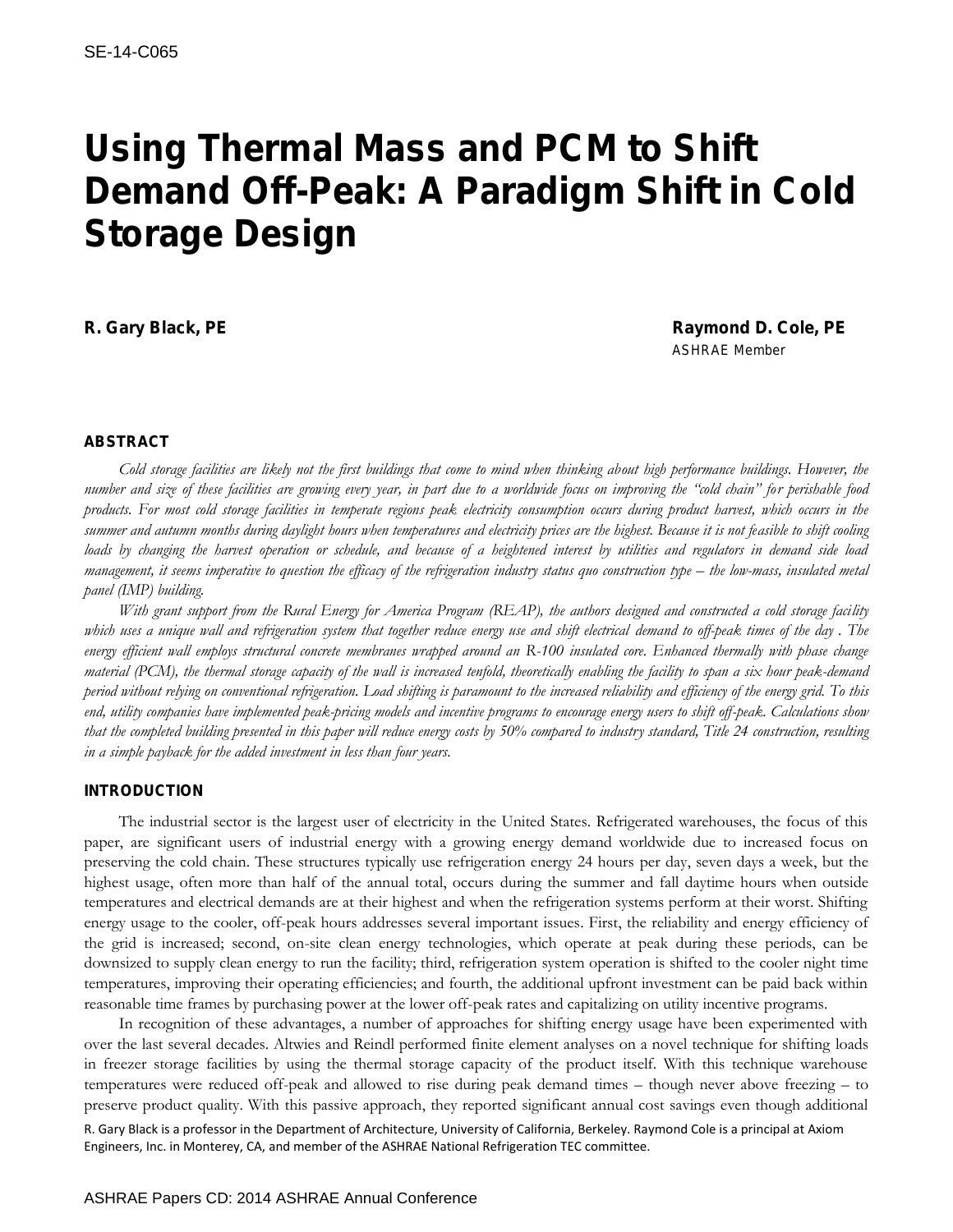SE-14-C065

# Using Thermal Mass and PCM to Shift Demand Off-Peak: A Paradigm Shift in Cold Storage Design

**R. Gary Black, PE**

**Raymond D. Cole, PE**
ASHRAE Member

## ABSTRACT

*Cold storage facilities are likely not the first buildings that come to mind when thinking about high performance buildings. However, the number and size of these facilities are growing every year, in part due to a worldwide focus on improving the "cold chain" for perishable food products. For most cold storage facilities in temperate regions peak electricity consumption occurs during product harvest, which occurs in the summer and autumn months during daylight hours when temperatures and electricity prices are the highest. Because it is not feasible to shift cooling loads by changing the harvest operation or schedule, and because of a heightened interest by utilities and regulators in demand side load management, it seems imperative to question the efficacy of the refrigeration industry status quo construction type – the low-mass, insulated metal panel (IMP) building.*

*With grant support from the Rural Energy for America Program (REAP), the authors designed and constructed a cold storage facility which uses a unique wall and refrigeration system that together reduce energy use and shift electrical demand to off-peak times of the day . The energy efficient wall employs structural concrete membranes wrapped around an R-100 insulated core. Enhanced thermally with phase change material (PCM), the thermal storage capacity of the wall is increased tenfold, theoretically enabling the facility to span a six hour peak-demand period without relying on conventional refrigeration. Load shifting is paramount to the increased reliability and efficiency of the energy grid. To this end, utility companies have implemented peak-pricing models and incentive programs to encourage energy users to shift off-peak. Calculations show that the completed building presented in this paper will reduce energy costs by 50% compared to industry standard, Title 24 construction, resulting in a simple payback for the added investment in less than four years.*

## INTRODUCTION

The industrial sector is the largest user of electricity in the United States. Refrigerated warehouses, the focus of this paper, are significant users of industrial energy with a growing energy demand worldwide due to increased focus on preserving the cold chain. These structures typically use refrigeration energy 24 hours per day, seven days a week, but the highest usage, often more than half of the annual total, occurs during the summer and fall daytime hours when outside temperatures and electrical demands are at their highest and when the refrigeration systems perform at their worst. Shifting energy usage to the cooler, off-peak hours addresses several important issues. First, the reliability and energy efficiency of the grid is increased; second, on-site clean energy technologies, which operate at peak during these periods, can be downsized to supply clean energy to run the facility; third, refrigeration system operation is shifted to the cooler night time temperatures, improving their operating efficiencies; and fourth, the additional upfront investment can be paid back within reasonable time frames by purchasing power at the lower off-peak rates and capitalizing on utility incentive programs.

In recognition of these advantages, a number of approaches for shifting energy usage have been experimented with over the last several decades. Altwies and Reindl performed finite element analyses on a novel technique for shifting loads in freezer storage facilities by using the thermal storage capacity of the product itself. With this technique warehouse temperatures were reduced off-peak and allowed to rise during peak demand times – though never above freezing – to preserve product quality. With this passive approach, they reported significant annual cost savings even though additional

R. Gary Black is a professor in the Department of Architecture, University of California, Berkeley. Raymond Cole is a principal at Axiom Engineers, Inc. in Monterey, CA, and member of the ASHRAE National Refrigeration TEC committee.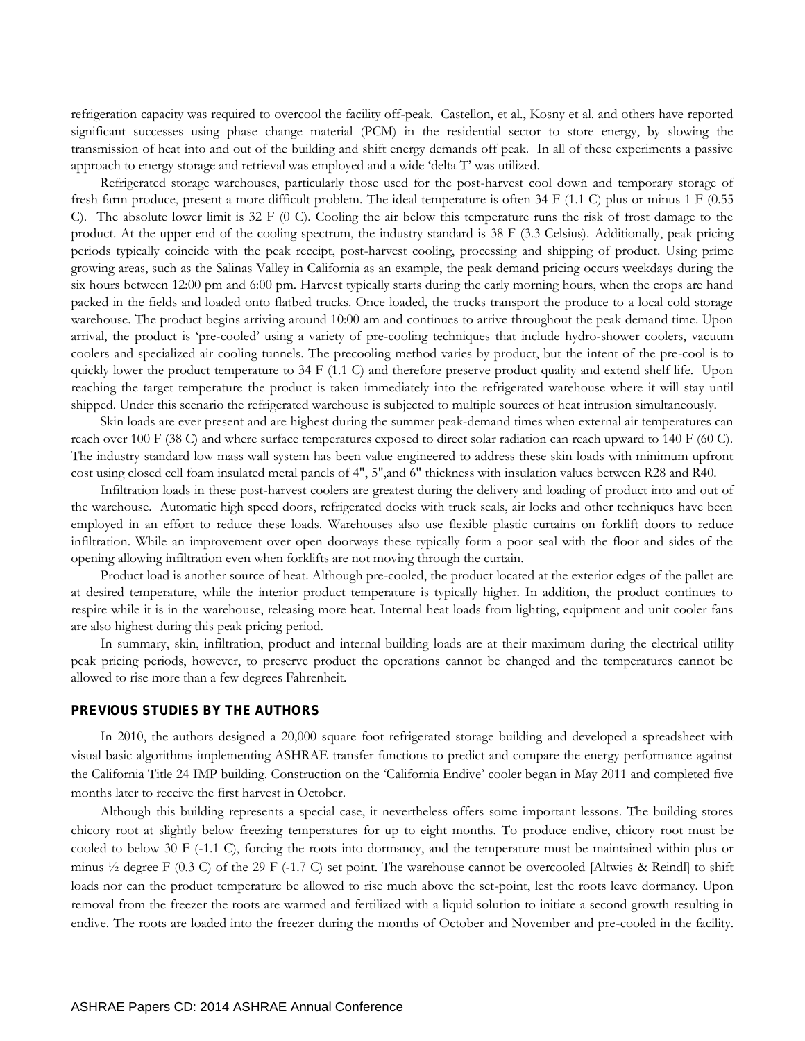refrigeration capacity was required to overcool the facility off-peak. Castellon, et al., Kosny et al. and others have reported significant successes using phase change material (PCM) in the residential sector to store energy, by slowing the transmission of heat into and out of the building and shift energy demands off peak. In all of these experiments a passive approach to energy storage and retrieval was employed and a wide 'delta T' was utilized.

Refrigerated storage warehouses, particularly those used for the post-harvest cool down and temporary storage of fresh farm produce, present a more difficult problem. The ideal temperature is often 34 F (1.1 C) plus or minus 1 F (0.55 C). The absolute lower limit is 32 F (0 C). Cooling the air below this temperature runs the risk of frost damage to the product. At the upper end of the cooling spectrum, the industry standard is 38 F (3.3 Celsius). Additionally, peak pricing periods typically coincide with the peak receipt, post-harvest cooling, processing and shipping of product. Using prime growing areas, such as the Salinas Valley in California as an example, the peak demand pricing occurs weekdays during the six hours between 12:00 pm and 6:00 pm. Harvest typically starts during the early morning hours, when the crops are hand packed in the fields and loaded onto flatbed trucks. Once loaded, the trucks transport the produce to a local cold storage warehouse. The product begins arriving around 10:00 am and continues to arrive throughout the peak demand time. Upon arrival, the product is 'pre-cooled' using a variety of pre-cooling techniques that include hydro-shower coolers, vacuum coolers and specialized air cooling tunnels. The precooling method varies by product, but the intent of the pre-cool is to quickly lower the product temperature to 34 F (1.1 C) and therefore preserve product quality and extend shelf life. Upon reaching the target temperature the product is taken immediately into the refrigerated warehouse where it will stay until shipped. Under this scenario the refrigerated warehouse is subjected to multiple sources of heat intrusion simultaneously.

Skin loads are ever present and are highest during the summer peak-demand times when external air temperatures can reach over 100 F (38 C) and where surface temperatures exposed to direct solar radiation can reach upward to 140 F (60 C). The industry standard low mass wall system has been value engineered to address these skin loads with minimum upfront cost using closed cell foam insulated metal panels of 4", 5",and 6" thickness with insulation values between R28 and R40.

Infiltration loads in these post-harvest coolers are greatest during the delivery and loading of product into and out of the warehouse. Automatic high speed doors, refrigerated docks with truck seals, air locks and other techniques have been employed in an effort to reduce these loads. Warehouses also use flexible plastic curtains on forklift doors to reduce infiltration. While an improvement over open doorways these typically form a poor seal with the floor and sides of the opening allowing infiltration even when forklifts are not moving through the curtain.

Product load is another source of heat. Although pre-cooled, the product located at the exterior edges of the pallet are at desired temperature, while the interior product temperature is typically higher. In addition, the product continues to respire while it is in the warehouse, releasing more heat. Internal heat loads from lighting, equipment and unit cooler fans are also highest during this peak pricing period.

In summary, skin, infiltration, product and internal building loads are at their maximum during the electrical utility peak pricing periods, however, to preserve product the operations cannot be changed and the temperatures cannot be allowed to rise more than a few degrees Fahrenheit.

## PREVIOUS STUDIES BY THE AUTHORS

In 2010, the authors designed a 20,000 square foot refrigerated storage building and developed a spreadsheet with visual basic algorithms implementing ASHRAE transfer functions to predict and compare the energy performance against the California Title 24 IMP building. Construction on the 'California Endive' cooler began in May 2011 and completed five months later to receive the first harvest in October.

Although this building represents a special case, it nevertheless offers some important lessons. The building stores chicory root at slightly below freezing temperatures for up to eight months. To produce endive, chicory root must be cooled to below 30 F (-1.1 C), forcing the roots into dormancy, and the temperature must be maintained within plus or minus ½ degree F (0.3 C) of the 29 F (-1.7 C) set point. The warehouse cannot be overcooled [Altwies & Reindl] to shift loads nor can the product temperature be allowed to rise much above the set-point, lest the roots leave dormancy. Upon removal from the freezer the roots are warmed and fertilized with a liquid solution to initiate a second growth resulting in endive. The roots are loaded into the freezer during the months of October and November and pre-cooled in the facility.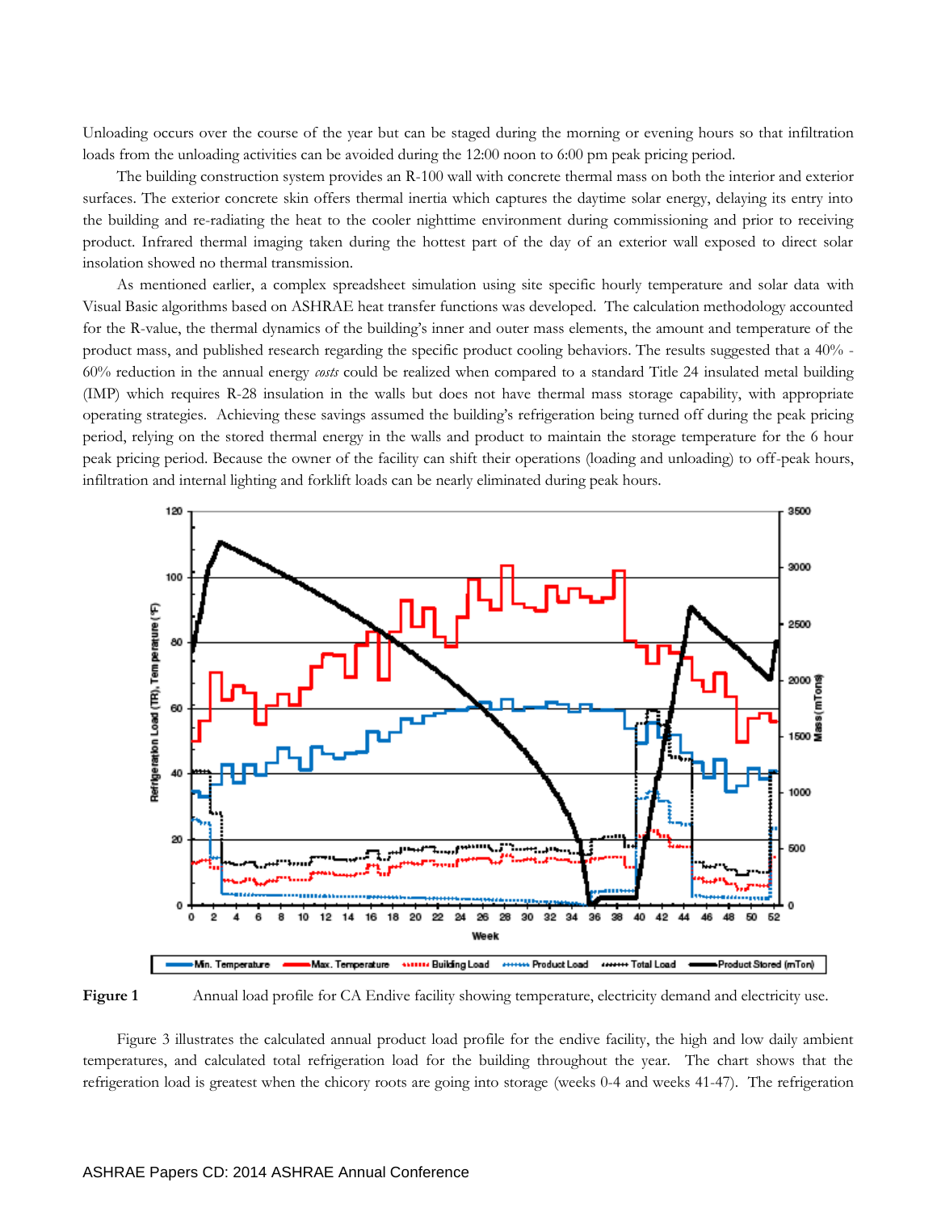Unloading occurs over the course of the year but can be staged during the morning or evening hours so that infiltration loads from the unloading activities can be avoided during the 12:00 noon to 6:00 pm peak pricing period.

The building construction system provides an R-100 wall with concrete thermal mass on both the interior and exterior surfaces. The exterior concrete skin offers thermal inertia which captures the daytime solar energy, delaying its entry into the building and re-radiating the heat to the cooler nighttime environment during commissioning and prior to receiving product. Infrared thermal imaging taken during the hottest part of the day of an exterior wall exposed to direct solar insolation showed no thermal transmission.

As mentioned earlier, a complex spreadsheet simulation using site specific hourly temperature and solar data with Visual Basic algorithms based on ASHRAE heat transfer functions was developed. The calculation methodology accounted for the R-value, the thermal dynamics of the building's inner and outer mass elements, the amount and temperature of the product mass, and published research regarding the specific product cooling behaviors. The results suggested that a 40% - 60% reduction in the annual energy *costs* could be realized when compared to a standard Title 24 insulated metal building (IMP) which requires R-28 insulation in the walls but does not have thermal mass storage capability, with appropriate operating strategies. Achieving these savings assumed the building's refrigeration being turned off during the peak pricing period, relying on the stored thermal energy in the walls and product to maintain the storage temperature for the 6 hour peak pricing period. Because the owner of the facility can shift their operations (loading and unloading) to off-peak hours, infiltration and internal lighting and forklift loads can be nearly eliminated during peak hours.

**Figure 1** Annual load profile for CA Endive facility showing temperature, electricity demand and electricity use.

Figure 3 illustrates the calculated annual product load profile for the endive facility, the high and low daily ambient temperatures, and calculated total refrigeration load for the building throughout the year. The chart shows that the refrigeration load is greatest when the chicory roots are going into storage (weeks 0-4 and weeks 41-47). The refrigeration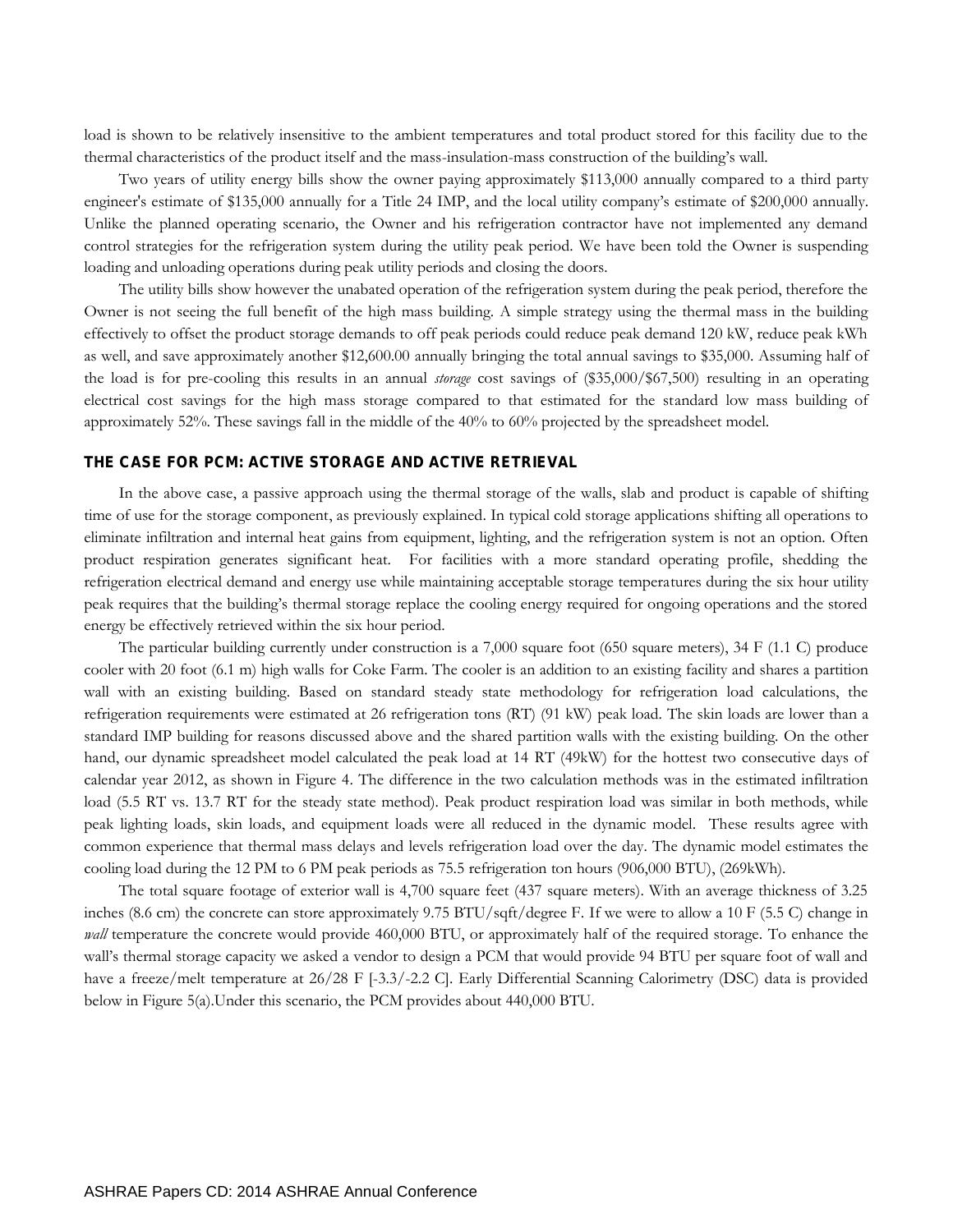load is shown to be relatively insensitive to the ambient temperatures and total product stored for this facility due to the thermal characteristics of the product itself and the mass-insulation-mass construction of the building's wall.

Two years of utility energy bills show the owner paying approximately $113,000 annually compared to a third party engineer's estimate of $135,000 annually for a Title 24 IMP, and the local utility company's estimate of $200,000 annually. Unlike the planned operating scenario, the Owner and his refrigeration contractor have not implemented any demand control strategies for the refrigeration system during the utility peak period. We have been told the Owner is suspending loading and unloading operations during peak utility periods and closing the doors.

The utility bills show however the unabated operation of the refrigeration system during the peak period, therefore the Owner is not seeing the full benefit of the high mass building. A simple strategy using the thermal mass in the building effectively to offset the product storage demands to off peak periods could reduce peak demand 120 kW, reduce peak kWh as well, and save approximately another $12,600.00 annually bringing the total annual savings to $35,000. Assuming half of the load is for pre-cooling this results in an annual *storage* cost savings of ($35,000/$67,500) resulting in an operating electrical cost savings for the high mass storage compared to that estimated for the standard low mass building of approximately 52%. These savings fall in the middle of the 40% to 60% projected by the spreadsheet model.

## THE CASE FOR PCM: ACTIVE STORAGE AND ACTIVE RETRIEVAL

In the above case, a passive approach using the thermal storage of the walls, slab and product is capable of shifting time of use for the storage component, as previously explained. In typical cold storage applications shifting all operations to eliminate infiltration and internal heat gains from equipment, lighting, and the refrigeration system is not an option. Often product respiration generates significant heat. For facilities with a more standard operating profile, shedding the refrigeration electrical demand and energy use while maintaining acceptable storage temperatures during the six hour utility peak requires that the building's thermal storage replace the cooling energy required for ongoing operations and the stored energy be effectively retrieved within the six hour period.

The particular building currently under construction is a 7,000 square foot (650 square meters), 34 F (1.1 C) produce cooler with 20 foot (6.1 m) high walls for Coke Farm. The cooler is an addition to an existing facility and shares a partition wall with an existing building. Based on standard steady state methodology for refrigeration load calculations, the refrigeration requirements were estimated at 26 refrigeration tons (RT) (91 kW) peak load. The skin loads are lower than a standard IMP building for reasons discussed above and the shared partition walls with the existing building. On the other hand, our dynamic spreadsheet model calculated the peak load at 14 RT (49kW) for the hottest two consecutive days of calendar year 2012, as shown in Figure 4. The difference in the two calculation methods was in the estimated infiltration load (5.5 RT vs. 13.7 RT for the steady state method). Peak product respiration load was similar in both methods, while peak lighting loads, skin loads, and equipment loads were all reduced in the dynamic model. These results agree with common experience that thermal mass delays and levels refrigeration load over the day. The dynamic model estimates the cooling load during the 12 PM to 6 PM peak periods as 75.5 refrigeration ton hours (906,000 BTU), (269kWh).

The total square footage of exterior wall is 4,700 square feet (437 square meters). With an average thickness of 3.25 inches (8.6 cm) the concrete can store approximately 9.75 BTU/sqft/degree F. If we were to allow a 10 F (5.5 C) change in *wall* temperature the concrete would provide 460,000 BTU, or approximately half of the required storage. To enhance the wall's thermal storage capacity we asked a vendor to design a PCM that would provide 94 BTU per square foot of wall and have a freeze/melt temperature at 26/28 F [-3.3/-2.2 C]. Early Differential Scanning Calorimetry (DSC) data is provided below in Figure 5(a).Under this scenario, the PCM provides about 440,000 BTU.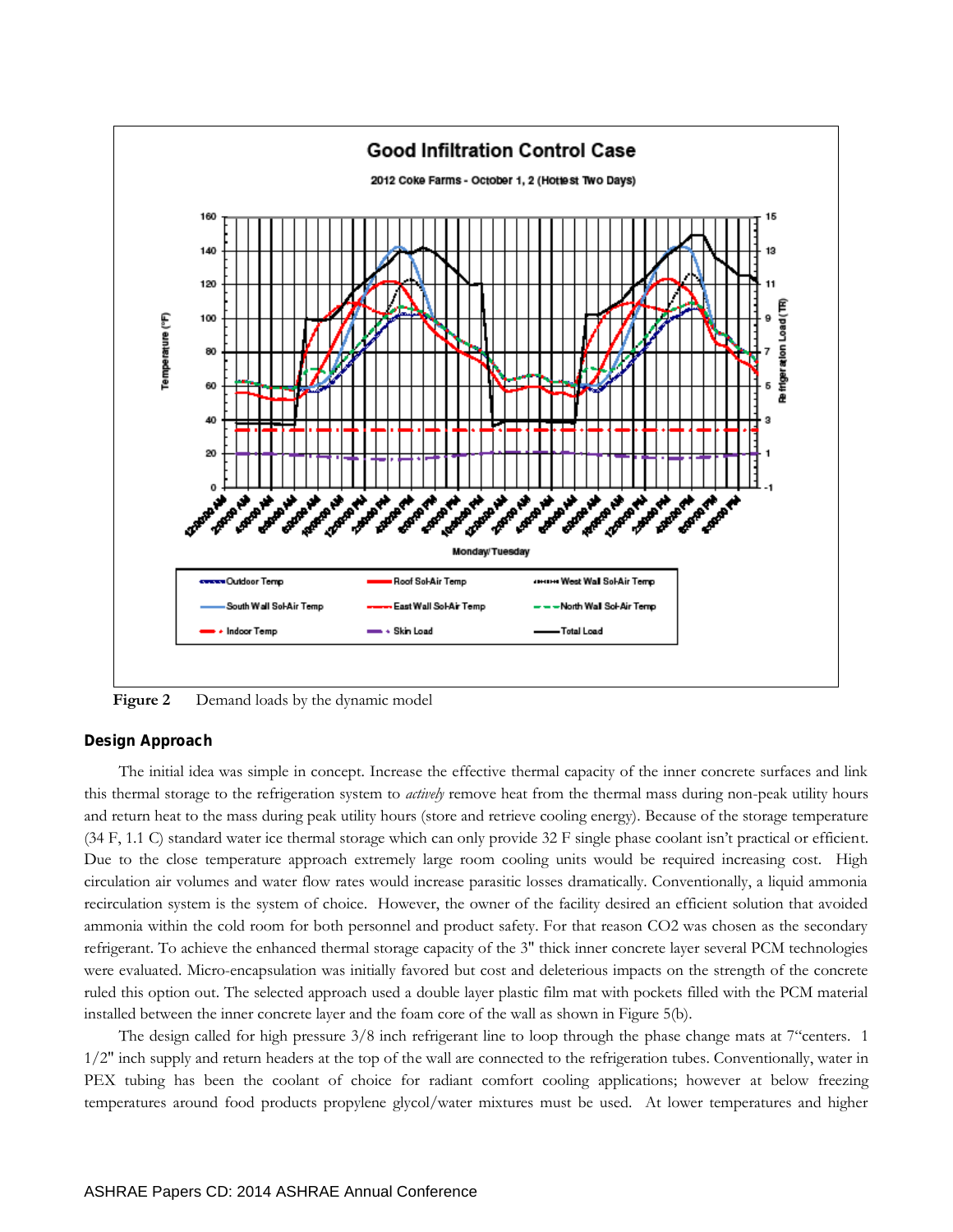**Figure 2** Demand loads by the dynamic model

## Design Approach

The initial idea was simple in concept. Increase the effective thermal capacity of the inner concrete surfaces and link this thermal storage to the refrigeration system to *actively* remove heat from the thermal mass during non-peak utility hours and return heat to the mass during peak utility hours (store and retrieve cooling energy). Because of the storage temperature (34 F, 1.1 C) standard water ice thermal storage which can only provide 32 F single phase coolant isn't practical or efficient. Due to the close temperature approach extremely large room cooling units would be required increasing cost. High circulation air volumes and water flow rates would increase parasitic losses dramatically. Conventionally, a liquid ammonia recirculation system is the system of choice. However, the owner of the facility desired an efficient solution that avoided ammonia within the cold room for both personnel and product safety. For that reason $CO_2$ was chosen as the secondary refrigerant. To achieve the enhanced thermal storage capacity of the 3" thick inner concrete layer several PCM technologies were evaluated. Micro-encapsulation was initially favored but cost and deleterious impacts on the strength of the concrete ruled this option out. The selected approach used a double layer plastic film mat with pockets filled with the PCM material installed between the inner concrete layer and the foam core of the wall as shown in Figure 5(b).

The design called for high pressure 3/8 inch refrigerant line to loop through the phase change mats at 7"centers. 1 1/2" inch supply and return headers at the top of the wall are connected to the refrigeration tubes. Conventionally, water in PEX tubing has been the coolant of choice for radiant comfort cooling applications; however at below freezing temperatures around food products propylene glycol/water mixtures must be used. At lower temperatures and higher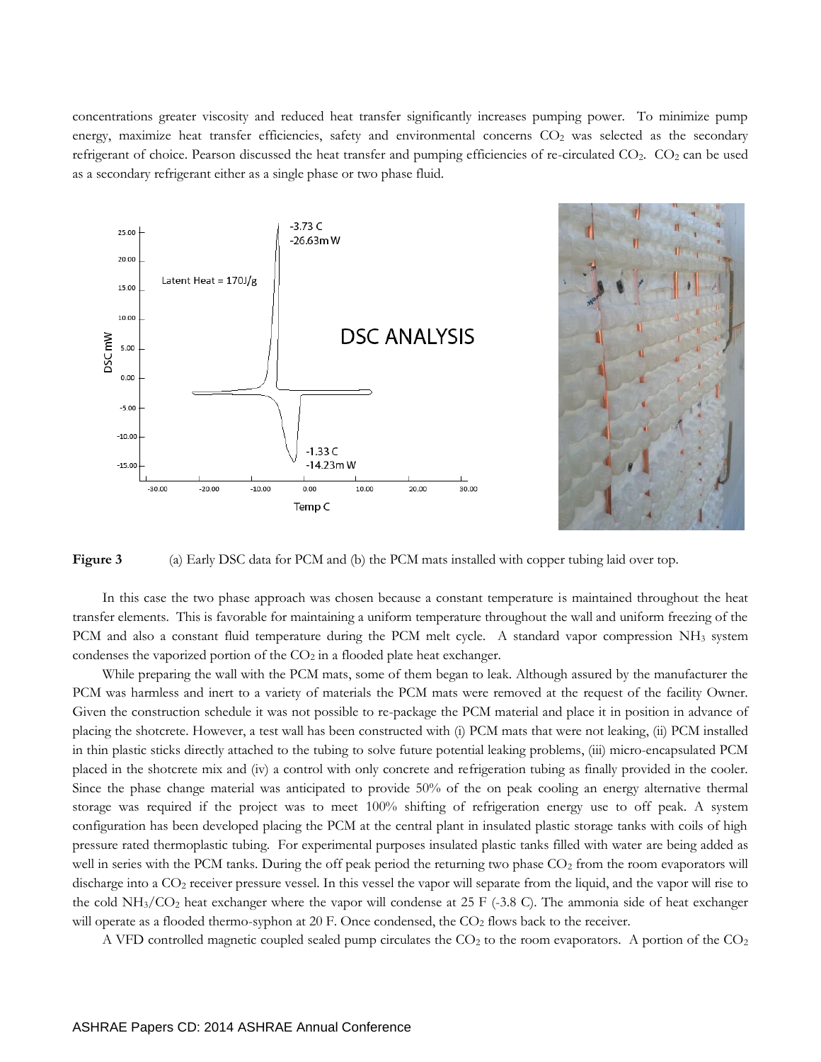concentrations greater viscosity and reduced heat transfer significantly increases pumping power. To minimize pump energy, maximize heat transfer efficiencies, safety and environmental concerns $CO_2$ was selected as the secondary refrigerant of choice. Pearson discussed the heat transfer and pumping efficiencies of re-circulated $CO_2$. $CO_2$ can be used as a secondary refrigerant either as a single phase or two phase fluid.

**Figure 3** (a) Early DSC data for PCM and (b) the PCM mats installed with copper tubing laid over top.

In this case the two phase approach was chosen because a constant temperature is maintained throughout the heat transfer elements. This is favorable for maintaining a uniform temperature throughout the wall and uniform freezing of the PCM and also a constant fluid temperature during the PCM melt cycle. A standard vapor compression $NH_3$ system condenses the vaporized portion of the $CO_2$ in a flooded plate heat exchanger.

While preparing the wall with the PCM mats, some of them began to leak. Although assured by the manufacturer the PCM was harmless and inert to a variety of materials the PCM mats were removed at the request of the facility Owner. Given the construction schedule it was not possible to re-package the PCM material and place it in position in advance of placing the shotcrete. However, a test wall has been constructed with (i) PCM mats that were not leaking, (ii) PCM installed in thin plastic sticks directly attached to the tubing to solve future potential leaking problems, (iii) micro-encapsulated PCM placed in the shotcrete mix and (iv) a control with only concrete and refrigeration tubing as finally provided in the cooler. Since the phase change material was anticipated to provide 50% of the on peak cooling an energy alternative thermal storage was required if the project was to meet 100% shifting of refrigeration energy use to off peak. A system configuration has been developed placing the PCM at the central plant in insulated plastic storage tanks with coils of high pressure rated thermoplastic tubing. For experimental purposes insulated plastic tanks filled with water are being added as well in series with the PCM tanks. During the off peak period the returning two phase $CO_2$ from the room evaporators will discharge into a $CO_2$ receiver pressure vessel. In this vessel the vapor will separate from the liquid, and the vapor will rise to the cold $NH_3/CO_2$ heat exchanger where the vapor will condense at 25 F (-3.8 C). The ammonia side of heat exchanger will operate as a flooded thermo-syphon at 20 F. Once condensed, the $CO_2$ flows back to the receiver.

A VFD controlled magnetic coupled sealed pump circulates the $CO_2$ to the room evaporators. A portion of the $CO_2$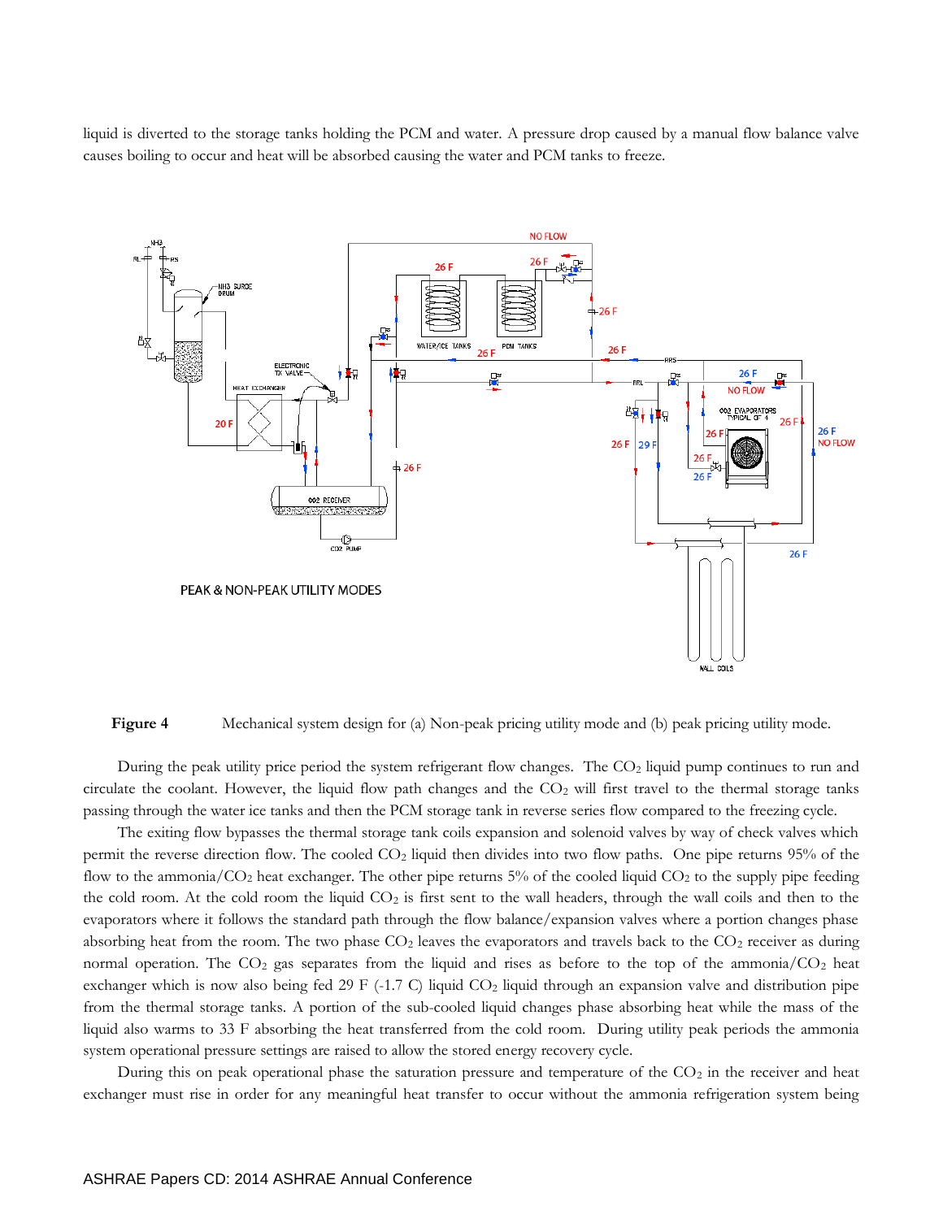liquid is diverted to the storage tanks holding the PCM and water. A pressure drop caused by a manual flow balance valve causes boiling to occur and heat will be absorbed causing the water and PCM tanks to freeze.

PEAK & NON-PEAK UTILITY MODES

**Figure 4** Mechanical system design for (a) Non-peak pricing utility mode and (b) peak pricing utility mode.

During the peak utility price period the system refrigerant flow changes. The $CO_2$ liquid pump continues to run and circulate the coolant. However, the liquid flow path changes and the $CO_2$ will first travel to the thermal storage tanks passing through the water ice tanks and then the PCM storage tank in reverse series flow compared to the freezing cycle.

The exiting flow bypasses the thermal storage tank coils expansion and solenoid valves by way of check valves which permit the reverse direction flow. The cooled $CO_2$ liquid then divides into two flow paths. One pipe returns 95% of the flow to the ammonia/$CO_2$ heat exchanger. The other pipe returns 5% of the cooled liquid $CO_2$ to the supply pipe feeding the cold room. At the cold room the liquid $CO_2$ is first sent to the wall headers, through the wall coils and then to the evaporators where it follows the standard path through the flow balance/expansion valves where a portion changes phase absorbing heat from the room. The two phase $CO_2$ leaves the evaporators and travels back to the $CO_2$ receiver as during normal operation. The $CO_2$ gas separates from the liquid and rises as before to the top of the ammonia/$CO_2$ heat exchanger which is now also being fed 29 F (-1.7 C) liquid $CO_2$ liquid through an expansion valve and distribution pipe from the thermal storage tanks. A portion of the sub-cooled liquid changes phase absorbing heat while the mass of the liquid also warms to 33 F absorbing the heat transferred from the cold room. During utility peak periods the ammonia system operational pressure settings are raised to allow the stored energy recovery cycle.

During this on peak operational phase the saturation pressure and temperature of the $CO_2$ in the receiver and heat exchanger must rise in order for any meaningful heat transfer to occur without the ammonia refrigeration system being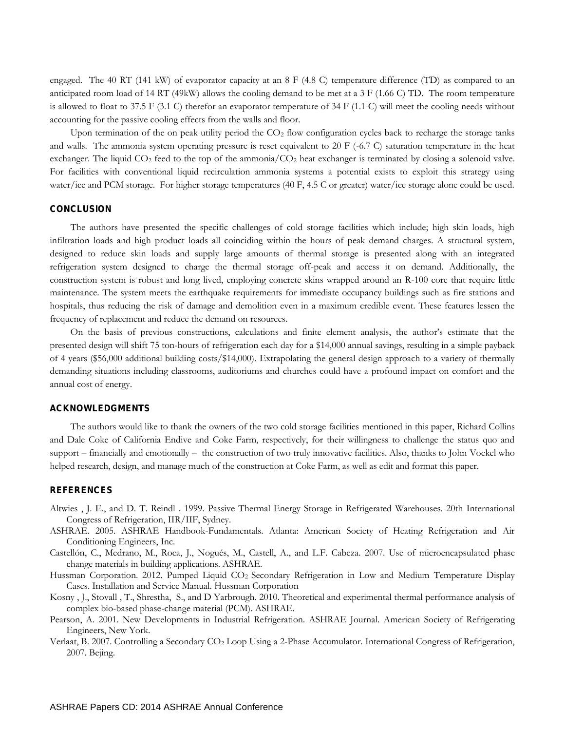engaged. The 40 RT (141 kW) of evaporator capacity at an 8 F (4.8 C) temperature difference (TD) as compared to an anticipated room load of 14 RT (49kW) allows the cooling demand to be met at a 3 F (1.66 C) TD. The room temperature is allowed to float to 37.5 F (3.1 C) therefor an evaporator temperature of 34 F (1.1 C) will meet the cooling needs without accounting for the passive cooling effects from the walls and floor.

Upon termination of the on peak utility period the $CO_2$ flow configuration cycles back to recharge the storage tanks and walls. The ammonia system operating pressure is reset equivalent to 20 F (-6.7 C) saturation temperature in the heat exchanger. The liquid $CO_2$ feed to the top of the ammonia/$CO_2$ heat exchanger is terminated by closing a solenoid valve. For facilities with conventional liquid recirculation ammonia systems a potential exists to exploit this strategy using water/ice and PCM storage. For higher storage temperatures (40 F, 4.5 C or greater) water/ice storage alone could be used.

## CONCLUSION

The authors have presented the specific challenges of cold storage facilities which include; high skin loads, high infiltration loads and high product loads all coinciding within the hours of peak demand charges. A structural system, designed to reduce skin loads and supply large amounts of thermal storage is presented along with an integrated refrigeration system designed to charge the thermal storage off-peak and access it on demand. Additionally, the construction system is robust and long lived, employing concrete skins wrapped around an R-100 core that require little maintenance. The system meets the earthquake requirements for immediate occupancy buildings such as fire stations and hospitals, thus reducing the risk of damage and demolition even in a maximum credible event. These features lessen the frequency of replacement and reduce the demand on resources.

On the basis of previous constructions, calculations and finite element analysis, the author's estimate that the presented design will shift 75 ton-hours of refrigeration each day for a $14,000 annual savings, resulting in a simple payback of 4 years ($56,000 additional building costs/$14,000). Extrapolating the general design approach to a variety of thermally demanding situations including classrooms, auditoriums and churches could have a profound impact on comfort and the annual cost of energy.

## ACKNOWLEDGMENTS

The authors would like to thank the owners of the two cold storage facilities mentioned in this paper, Richard Collins and Dale Coke of California Endive and Coke Farm, respectively, for their willingness to challenge the status quo and support – financially and emotionally – the construction of two truly innovative facilities. Also, thanks to John Voekel who helped research, design, and manage much of the construction at Coke Farm, as well as edit and format this paper.

## REFERENCES

Altwies , J. E., and D. T. Reindl . 1999. Passive Thermal Energy Storage in Refrigerated Warehouses. 20th International Congress of Refrigeration, IIR/IIF, Sydney.

ASHRAE. 2005. ASHRAE Handbook-Fundamentals. Atlanta: American Society of Heating Refrigeration and Air Conditioning Engineers, Inc.

Castellón, C., Medrano, M., Roca, J., Nogués, M., Castell, A., and L.F. Cabeza. 2007. Use of microencapsulated phase change materials in building applications. ASHRAE.

Hussman Corporation. 2012. Pumped Liquid $CO_2$ Secondary Refrigeration in Low and Medium Temperature Display Cases. Installation and Service Manual. Hussman Corporation

Kosny , J., Stovall , T., Shrestha, S., and D Yarbrough. 2010. Theoretical and experimental thermal performance analysis of complex bio-based phase-change material (PCM). ASHRAE.

Pearson, A. 2001. New Developments in Industrial Refrigeration. ASHRAE Journal. American Society of Refrigerating Engineers, New York.

Verlaat, B. 2007. Controlling a Secondary $CO_2$ Loop Using a 2-Phase Accumulator. International Congress of Refrigeration, 2007. Bejing.